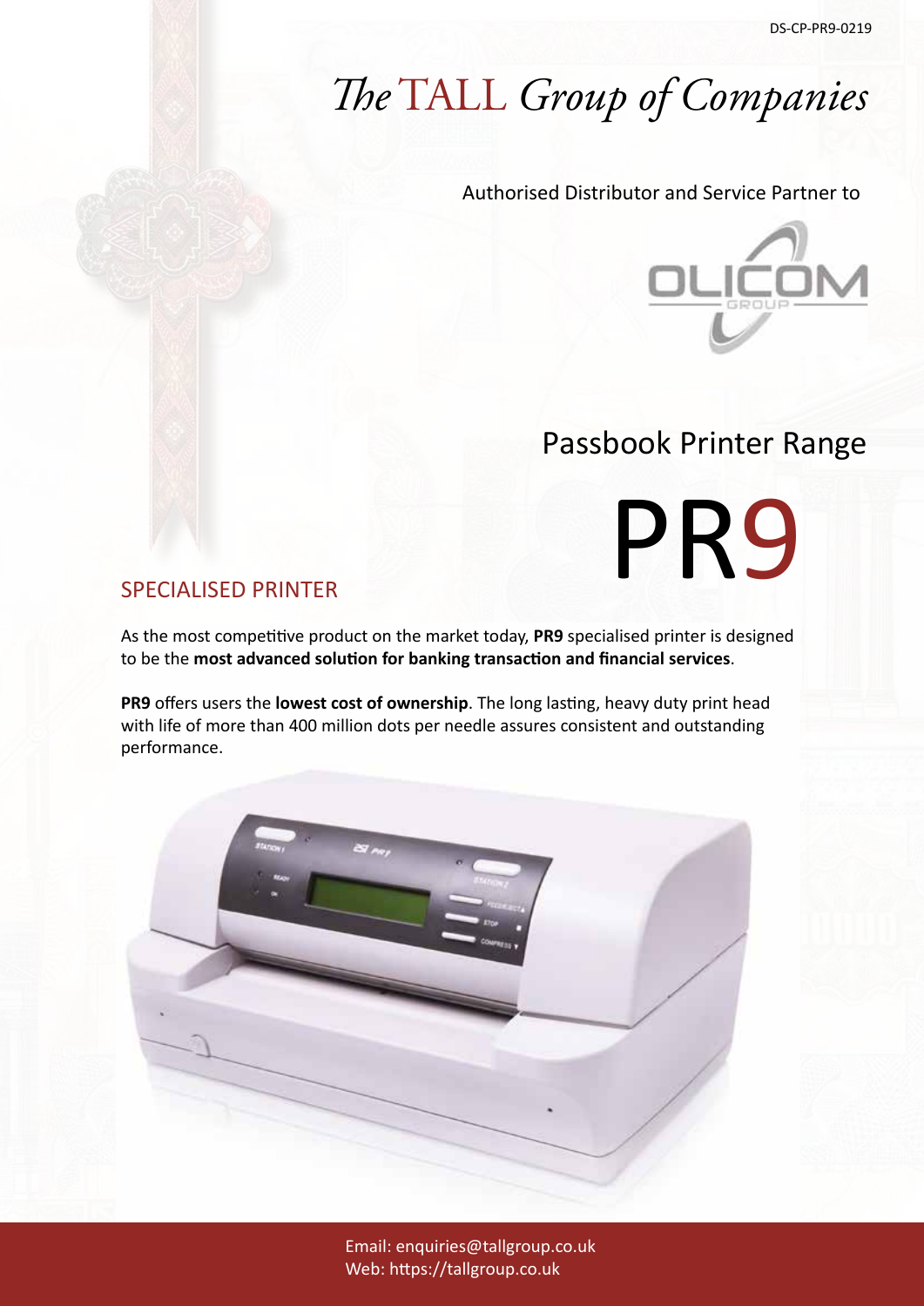DS-CP-PR9-0219

# *The* TALL *Group of Companies*

Authorised Distributor and Service Partner to

OLICOM GROUP

## Passbook Printer Range

# PR9

## SPECIALISED PRINTER

As the most competitive product on the market today, **PR9** specialised printer is designed to be the **most advanced solution for banking transaction and financial services**.

**PR9** offers users the **lowest cost of ownership**. The long lasting, heavy duty print head with life of more than 400 million dots per needle assures consistent and outstanding performance.

Email: enquiries@tallgroup.co.uk
Web: https://tallgroup.co.uk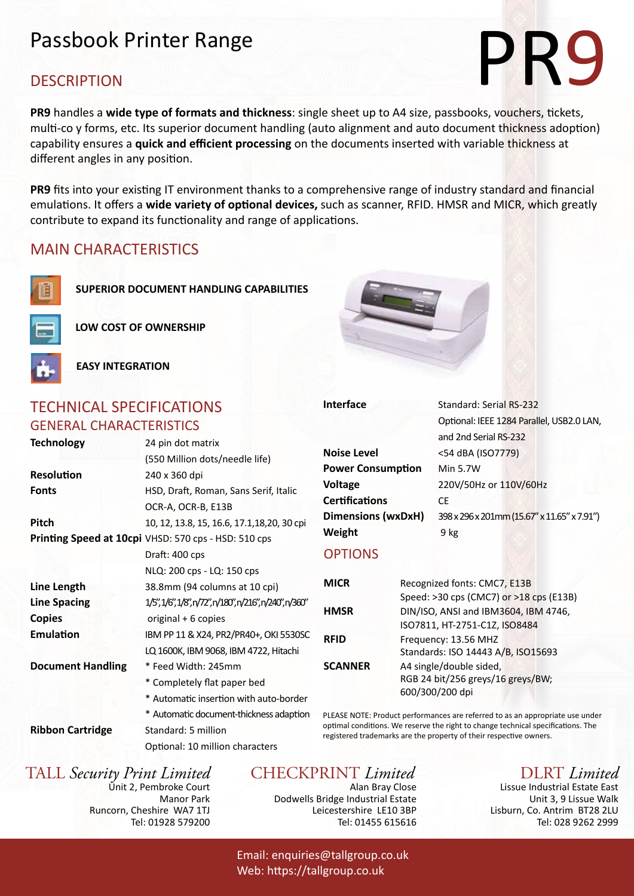# Passbook Printer Range

# PR9

## DESCRIPTION

**PR9** handles a **wide type of formats and thickness**: single sheet up to A4 size, passbooks, vouchers, tickets, multi-co y forms, etc. Its superior document handling (auto alignment and auto document thickness adoption) capability ensures a **quick and efficient processing** on the documents inserted with variable thickness at different angles in any position.

**PR9** fits into your existing IT environment thanks to a comprehensive range of industry standard and financial emulations. It offers a **wide variety of optional devices,** such as scanner, RFID. HMSR and MICR, which greatly contribute to expand its functionality and range of applications.

## MAIN CHARACTERISTICS

**SUPERIOR DOCUMENT HANDLING CAPABILITIES**

**LOW COST OF OWNERSHIP**

**EASY INTEGRATION**

## TECHNICAL SPECIFICATIONS

### GENERAL CHARACTERISTICS

| | |
|---|---|
| **Technology** | 24 pin dot matrix (550 Million dots/needle life) |
| **Resolution** | 240 x 360 dpi |
| **Fonts** | HSD, Draft, Roman, Sans Serif, Italic OCR-A, OCR-B, E13B |
| **Pitch** | 10, 12, 13.8, 15, 16.6, 17.1,18,20, 30 cpi |
| **Printing Speed at 10cpi** | VHSD: 570 cps - HSD: 510 cps<br>Draft: 400 cps<br>NLQ: 200 cps - LQ: 150 cps |
| **Line Length** | 38.8mm (94 columns at 10 cpi) |
| **Line Spacing** | 1/5",1/6",1/8",n/72",n/180",n/216",n/240",n/360" |
| **Copies** | original + 6 copies |
| **Emulation** | IBM PP 11 & X24, PR2/PR40+, OKI 5530SC LQ 1600K, IBM 9068, IBM 4722, Hitachi |
| **Document Handling** | * Feed Width: 245mm<br>* Completely flat paper bed<br>* Automatic insertion with auto-border<br>* Automatic document-thickness adaption |
| **Ribbon Cartridge** | Standard: 5 million<br>Optional: 10 million characters |
| **Interface** | Standard: Serial RS-232<br>Optional: IEEE 1284 Parallel, USB2.0 LAN, and 2nd Serial RS-232 |
| **Noise Level** | <54 dBA (ISO7779) |
| **Power Consumption** | Min 5.7W |
| **Voltage** | 220V/50Hz or 110V/60Hz |
| **Certifications** | CE |
| **Dimensions (wxDxH)** | 398 x 296 x 201mm (15.67" x 11.65" x 7.91") |
| **Weight** | 9 kg |

## OPTIONS

| | |
|---|---|
| **MICR** | Recognized fonts: CMC7, E13B<br>Speed: >30 cps (CMC7) or >18 cps (E13B) |
| **HMSR** | DIN/ISO, ANSI and IBM3604, IBM 4746, ISO7811, HT-2751-C1Z, ISO8484 |
| **RFID** | Frequency: 13.56 MHZ<br>Standards: ISO 14443 A/B, ISO15693 |
| **SCANNER** | A4 single/double sided, RGB 24 bit/256 greys/16 greys/BW; 600/300/200 dpi |

PLEASE NOTE: Product performances are referred to as an appropriate use under optimal conditions. We reserve the right to change technical specifications. The registered trademarks are the property of their respective owners.

TALL *Security Print Limited*
Unit 2, Pembroke Court
Manor Park
Runcorn, Cheshire WA7 1TJ
Tel: 01928 579200

CHECKPRINT *Limited*
Alan Bray Close
Dodwells Bridge Industrial Estate
Leicestershire LE10 3BP
Tel: 01455 615616

DLRT *Limited*
Lissue Industrial Estate East
Unit 3, 9 Lissue Walk
Lisburn, Co. Antrim BT28 2LU
Tel: 028 9262 2999

Email: enquiries@tallgroup.co.uk
Web: https://tallgroup.co.uk